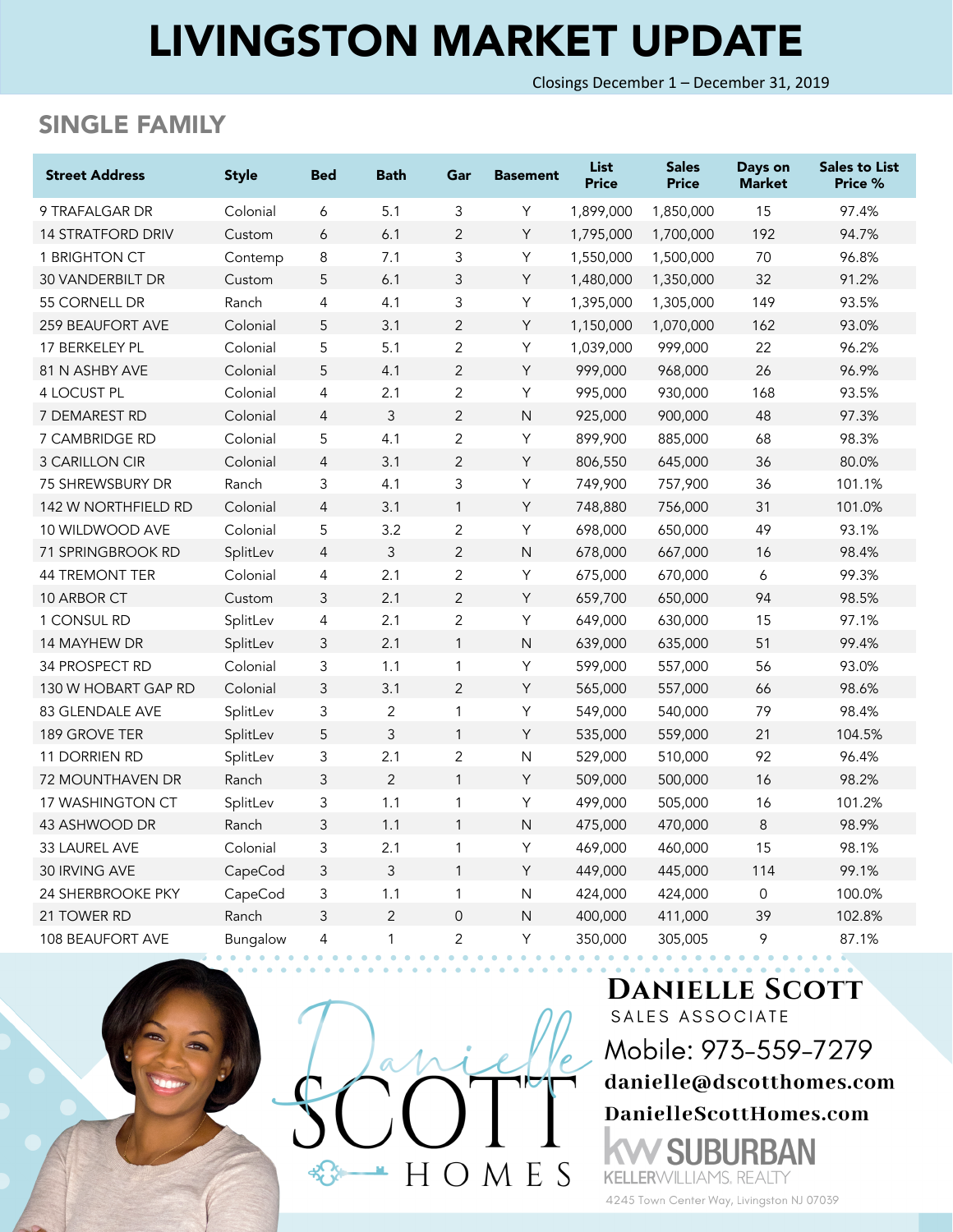# LIVINGSTON MARKET UPDATE

Closings December 1 – December 31, 2019

## SINGLE FAMILY

| Street Address | Style | Bed | Bath | Gar | Basement | List Price | Sales Price | Days on Market | Sales to List Price % |
|---|---|---|---|---|---|---|---|---|---|
| 9 TRAFALGAR DR | Colonial | 6 | 5.1 | 3 | Y | 1,899,000 | 1,850,000 | 15 | 97.4% |
| 14 STRATFORD DRIV | Custom | 6 | 6.1 | 2 | Y | 1,795,000 | 1,700,000 | 192 | 94.7% |
| 1 BRIGHTON CT | Contemp | 8 | 7.1 | 3 | Y | 1,550,000 | 1,500,000 | 70 | 96.8% |
| 30 VANDERBILT DR | Custom | 5 | 6.1 | 3 | Y | 1,480,000 | 1,350,000 | 32 | 91.2% |
| 55 CORNELL DR | Ranch | 4 | 4.1 | 3 | Y | 1,395,000 | 1,305,000 | 149 | 93.5% |
| 259 BEAUFORT AVE | Colonial | 5 | 3.1 | 2 | Y | 1,150,000 | 1,070,000 | 162 | 93.0% |
| 17 BERKELEY PL | Colonial | 5 | 5.1 | 2 | Y | 1,039,000 | 999,000 | 22 | 96.2% |
| 81 N ASHBY AVE | Colonial | 5 | 4.1 | 2 | Y | 999,000 | 968,000 | 26 | 96.9% |
| 4 LOCUST PL | Colonial | 4 | 2.1 | 2 | Y | 995,000 | 930,000 | 168 | 93.5% |
| 7 DEMAREST RD | Colonial | 4 | 3 | 2 | N | 925,000 | 900,000 | 48 | 97.3% |
| 7 CAMBRIDGE RD | Colonial | 5 | 4.1 | 2 | Y | 899,900 | 885,000 | 68 | 98.3% |
| 3 CARILLON CIR | Colonial | 4 | 3.1 | 2 | Y | 806,550 | 645,000 | 36 | 80.0% |
| 75 SHREWSBURY DR | Ranch | 3 | 4.1 | 3 | Y | 749,900 | 757,900 | 36 | 101.1% |
| 142 W NORTHFIELD RD | Colonial | 4 | 3.1 | 1 | Y | 748,880 | 756,000 | 31 | 101.0% |
| 10 WILDWOOD AVE | Colonial | 5 | 3.2 | 2 | Y | 698,000 | 650,000 | 49 | 93.1% |
| 71 SPRINGBROOK RD | SplitLev | 4 | 3 | 2 | N | 678,000 | 667,000 | 16 | 98.4% |
| 44 TREMONT TER | Colonial | 4 | 2.1 | 2 | Y | 675,000 | 670,000 | 6 | 99.3% |
| 10 ARBOR CT | Custom | 3 | 2.1 | 2 | Y | 659,700 | 650,000 | 94 | 98.5% |
| 1 CONSUL RD | SplitLev | 4 | 2.1 | 2 | Y | 649,000 | 630,000 | 15 | 97.1% |
| 14 MAYHEW DR | SplitLev | 3 | 2.1 | 1 | N | 639,000 | 635,000 | 51 | 99.4% |
| 34 PROSPECT RD | Colonial | 3 | 1.1 | 1 | Y | 599,000 | 557,000 | 56 | 93.0% |
| 130 W HOBART GAP RD | Colonial | 3 | 3.1 | 2 | Y | 565,000 | 557,000 | 66 | 98.6% |
| 83 GLENDALE AVE | SplitLev | 3 | 2 | 1 | Y | 549,000 | 540,000 | 79 | 98.4% |
| 189 GROVE TER | SplitLev | 5 | 3 | 1 | Y | 535,000 | 559,000 | 21 | 104.5% |
| 11 DORRIEN RD | SplitLev | 3 | 2.1 | 2 | N | 529,000 | 510,000 | 92 | 96.4% |
| 72 MOUNTHAVEN DR | Ranch | 3 | 2 | 1 | Y | 509,000 | 500,000 | 16 | 98.2% |
| 17 WASHINGTON CT | SplitLev | 3 | 1.1 | 1 | Y | 499,000 | 505,000 | 16 | 101.2% |
| 43 ASHWOOD DR | Ranch | 3 | 1.1 | 1 | N | 475,000 | 470,000 | 8 | 98.9% |
| 33 LAUREL AVE | Colonial | 3 | 2.1 | 1 | Y | 469,000 | 460,000 | 15 | 98.1% |
| 30 IRVING AVE | CapeCod | 3 | 3 | 1 | Y | 449,000 | 445,000 | 114 | 99.1% |
| 24 SHERBROOKE PKY | CapeCod | 3 | 1.1 | 1 | N | 424,000 | 424,000 | 0 | 100.0% |
| 21 TOWER RD | Ranch | 3 | 2 | 0 | N | 400,000 | 411,000 | 39 | 102.8% |
| 108 BEAUFORT AVE | Bungalow | 4 | 1 | 2 | Y | 350,000 | 305,005 | 9 | 87.1% |

Danielle SCOTT HOMES

**DANIELLE SCOTT**
SALES ASSOCIATE
Mobile: 973-559-7279
danielle@dscotthomes.com
DanielleScottHomes.com
KW SUBURBAN
KELLERWILLIAMS. REALTY
4245 Town Center Way, Livingston NJ 07039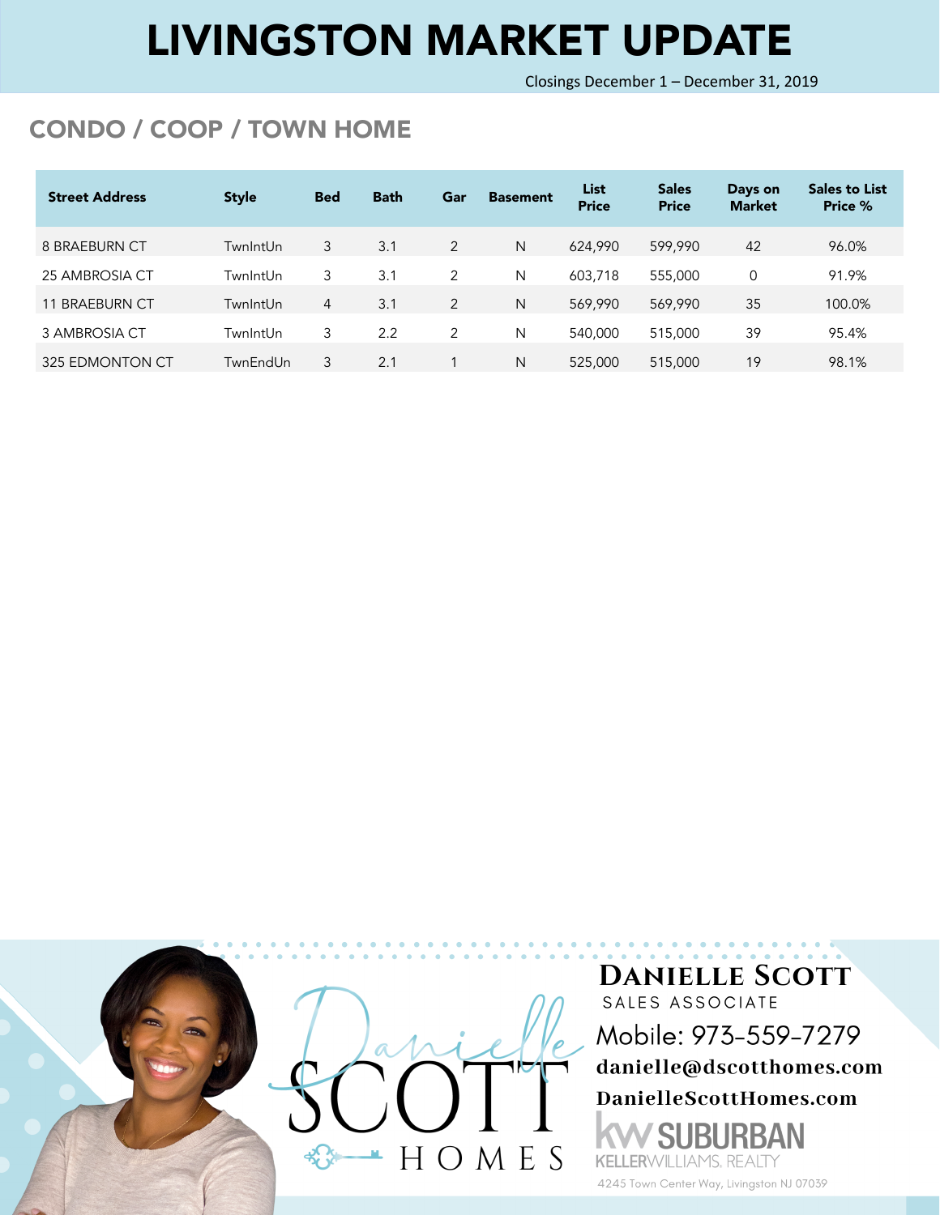# LIVINGSTON MARKET UPDATE

Closings December 1 – December 31, 2019

## CONDO / COOP / TOWN HOME

| Street Address | Style | Bed | Bath | Gar | Basement | List Price | Sales Price | Days on Market | Sales to List Price % |
|---|---|---|---|---|---|---|---|---|---|
| 8 BRAEBURN CT | TwnIntUn | 3 | 3.1 | 2 | N | 624,990 | 599,990 | 42 | 96.0% |
| 25 AMBROSIA CT | TwnIntUn | 3 | 3.1 | 2 | N | 603,718 | 555,000 | 0 | 91.9% |
| 11 BRAEBURN CT | TwnIntUn | 4 | 3.1 | 2 | N | 569,990 | 569,990 | 35 | 100.0% |
| 3 AMBROSIA CT | TwnIntUn | 3 | 2.2 | 2 | N | 540,000 | 515,000 | 39 | 95.4% |
| 325 EDMONTON CT | TwnEndUn | 3 | 2.1 | 1 | N | 525,000 | 515,000 | 19 | 98.1% |

Danielle SCOTT HOMES

**DANIELLE SCOTT**
SALES ASSOCIATE
Mobile: 973-559-7279
danielle@dscotthomes.com
DanielleScottHomes.com
KW SUBURBAN
KELLERWILLIAMS. REALTY
4245 Town Center Way, Livingston NJ 07039